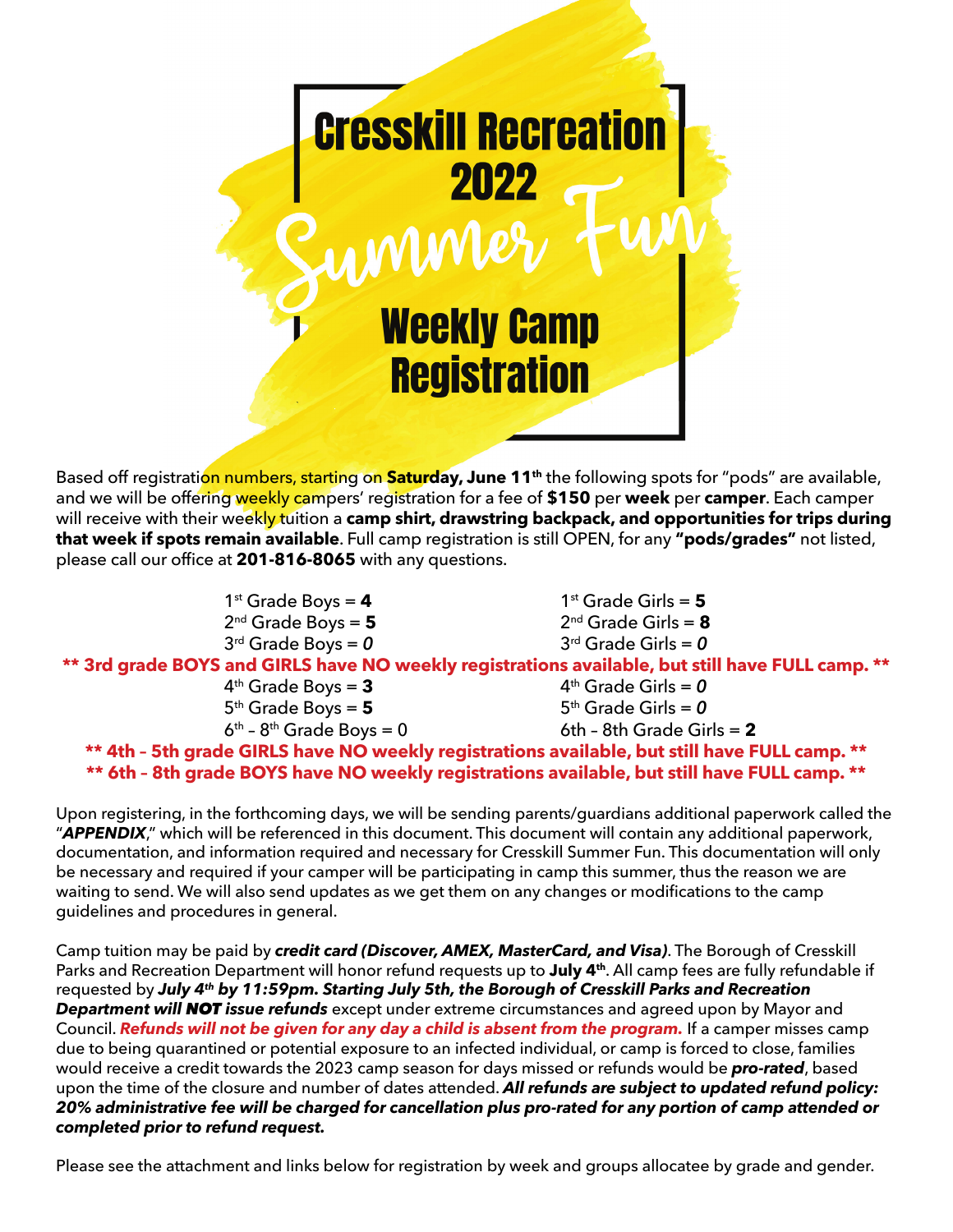# Cresskill Recreation 2022

## Summer Fun

## Weekly Camp Registration

Based off registration numbers, starting on **Saturday, June 11th** the following spots for "pods" are available, and we will be offering weekly campers' registration for a fee of **$150** per **week** per **camper**. Each camper will receive with their weekly tuition a **camp shirt, drawstring backpack, and opportunities for trips during that week if spots remain available**. Full camp registration is still OPEN, for any **"pods/grades"** not listed, please call our office at **201-816-8065** with any questions.

| | |
|---|---|
| 1st Grade Boys = **4** | 1st Grade Girls = **5** |
| 2nd Grade Boys = **5** | 2nd Grade Girls = **8** |
| 3rd Grade Boys = ***0*** | 3rd Grade Girls = ***0*** |

**\*\* 3rd grade BOYS and GIRLS have NO weekly registrations available, but still have FULL camp. \*\***

| | |
|---|---|
| 4th Grade Boys = **3** | 4th Grade Girls = ***0*** |
| 5th Grade Boys = **5** | 5th Grade Girls = ***0*** |
| 6th – 8th Grade Boys = 0 | 6th – 8th Grade Girls = **2** |

**\*\* 4th – 5th grade GIRLS have NO weekly registrations available, but still have FULL camp. \*\***

**\*\* 6th – 8th grade BOYS have NO weekly registrations available, but still have FULL camp. \*\***

Upon registering, in the forthcoming days, we will be sending parents/guardians additional paperwork called the "***APPENDIX***," which will be referenced in this document. This document will contain any additional paperwork, documentation, and information required and necessary for Cresskill Summer Fun. This documentation will only be necessary and required if your camper will be participating in camp this summer, thus the reason we are waiting to send. We will also send updates as we get them on any changes or modifications to the camp guidelines and procedures in general.

Camp tuition may be paid by ***credit card (Discover, AMEX, MasterCard, and Visa)***. The Borough of Cresskill Parks and Recreation Department will honor refund requests up to **July 4th**. All camp fees are fully refundable if requested by ***July 4th by 11:59pm. Starting July 5th, the Borough of Cresskill Parks and Recreation Department will NOT issue refunds*** except under extreme circumstances and agreed upon by Mayor and Council. ***Refunds will not be given for any day a child is absent from the program.*** If a camper misses camp due to being quarantined or potential exposure to an infected individual, or camp is forced to close, families would receive a credit towards the 2023 camp season for days missed or refunds would be ***pro-rated***, based upon the time of the closure and number of dates attended. ***All refunds are subject to updated refund policy: 20% administrative fee will be charged for cancellation plus pro-rated for any portion of camp attended or completed prior to refund request.***

Please see the attachment and links below for registration by week and groups allocatee by grade and gender.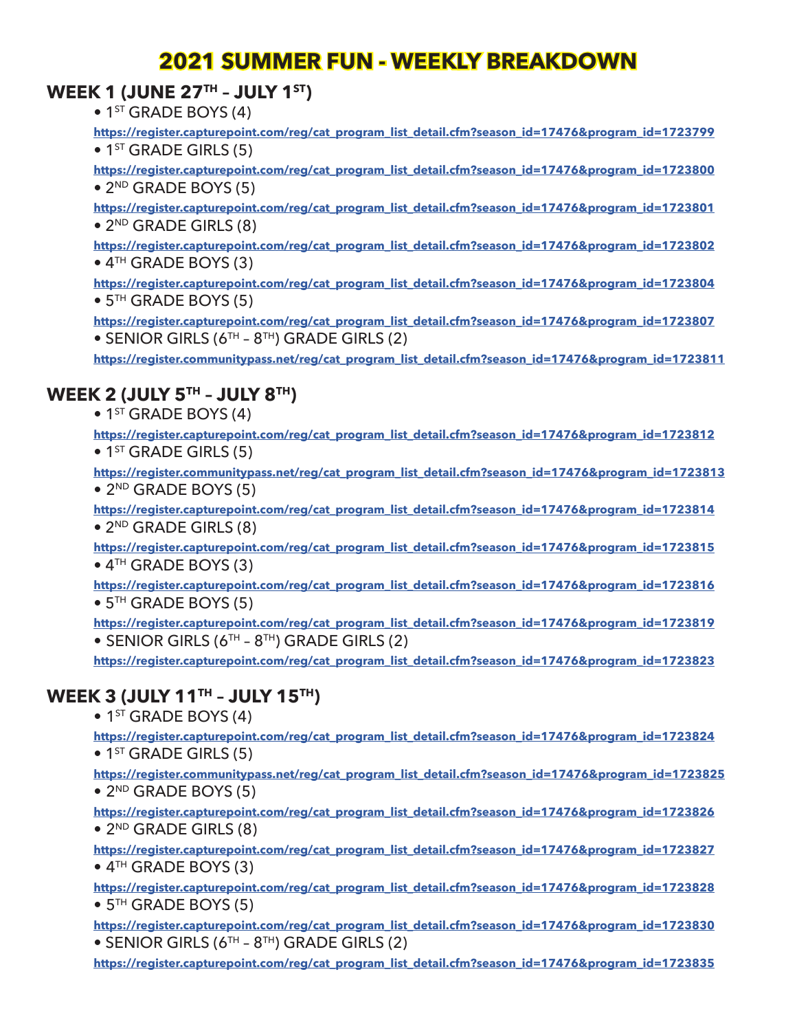# 2021 SUMMER FUN - WEEKLY BREAKDOWN

## WEEK 1 (JUNE 27TH – JULY 1ST)

- 1ST GRADE BOYS (4)
  https://register.capturepoint.com/reg/cat_program_list_detail.cfm?season_id=17476&program_id=1723799
- 1ST GRADE GIRLS (5)
  https://register.capturepoint.com/reg/cat_program_list_detail.cfm?season_id=17476&program_id=1723800
- 2ND GRADE BOYS (5)
  https://register.capturepoint.com/reg/cat_program_list_detail.cfm?season_id=17476&program_id=1723801
- 2ND GRADE GIRLS (8)
  https://register.capturepoint.com/reg/cat_program_list_detail.cfm?season_id=17476&program_id=1723802
- 4TH GRADE BOYS (3)
  https://register.capturepoint.com/reg/cat_program_list_detail.cfm?season_id=17476&program_id=1723804
- 5TH GRADE BOYS (5)
  https://register.capturepoint.com/reg/cat_program_list_detail.cfm?season_id=17476&program_id=1723807
- SENIOR GIRLS (6TH – 8TH) GRADE GIRLS (2)
  https://register.communitypass.net/reg/cat_program_list_detail.cfm?season_id=17476&program_id=1723811

## WEEK 2 (JULY 5TH – JULY 8TH)

- 1ST GRADE BOYS (4)
  https://register.capturepoint.com/reg/cat_program_list_detail.cfm?season_id=17476&program_id=1723812
- 1ST GRADE GIRLS (5)
  https://register.communitypass.net/reg/cat_program_list_detail.cfm?season_id=17476&program_id=1723813
- 2ND GRADE BOYS (5)
  https://register.capturepoint.com/reg/cat_program_list_detail.cfm?season_id=17476&program_id=1723814
- 2ND GRADE GIRLS (8)
  https://register.capturepoint.com/reg/cat_program_list_detail.cfm?season_id=17476&program_id=1723815
- 4TH GRADE BOYS (3)
  https://register.capturepoint.com/reg/cat_program_list_detail.cfm?season_id=17476&program_id=1723816
- 5TH GRADE BOYS (5)
  https://register.capturepoint.com/reg/cat_program_list_detail.cfm?season_id=17476&program_id=1723819
- SENIOR GIRLS (6TH – 8TH) GRADE GIRLS (2)
  https://register.capturepoint.com/reg/cat_program_list_detail.cfm?season_id=17476&program_id=1723823

## WEEK 3 (JULY 11TH – JULY 15TH)

- 1ST GRADE BOYS (4)
  https://register.capturepoint.com/reg/cat_program_list_detail.cfm?season_id=17476&program_id=1723824
- 1ST GRADE GIRLS (5)
  https://register.communitypass.net/reg/cat_program_list_detail.cfm?season_id=17476&program_id=1723825
- 2ND GRADE BOYS (5)
  https://register.capturepoint.com/reg/cat_program_list_detail.cfm?season_id=17476&program_id=1723826
- 2ND GRADE GIRLS (8)
  https://register.capturepoint.com/reg/cat_program_list_detail.cfm?season_id=17476&program_id=1723827
- 4TH GRADE BOYS (3)
  https://register.capturepoint.com/reg/cat_program_list_detail.cfm?season_id=17476&program_id=1723828
- 5TH GRADE BOYS (5)
  https://register.capturepoint.com/reg/cat_program_list_detail.cfm?season_id=17476&program_id=1723830
- SENIOR GIRLS (6TH – 8TH) GRADE GIRLS (2)
  https://register.capturepoint.com/reg/cat_program_list_detail.cfm?season_id=17476&program_id=1723835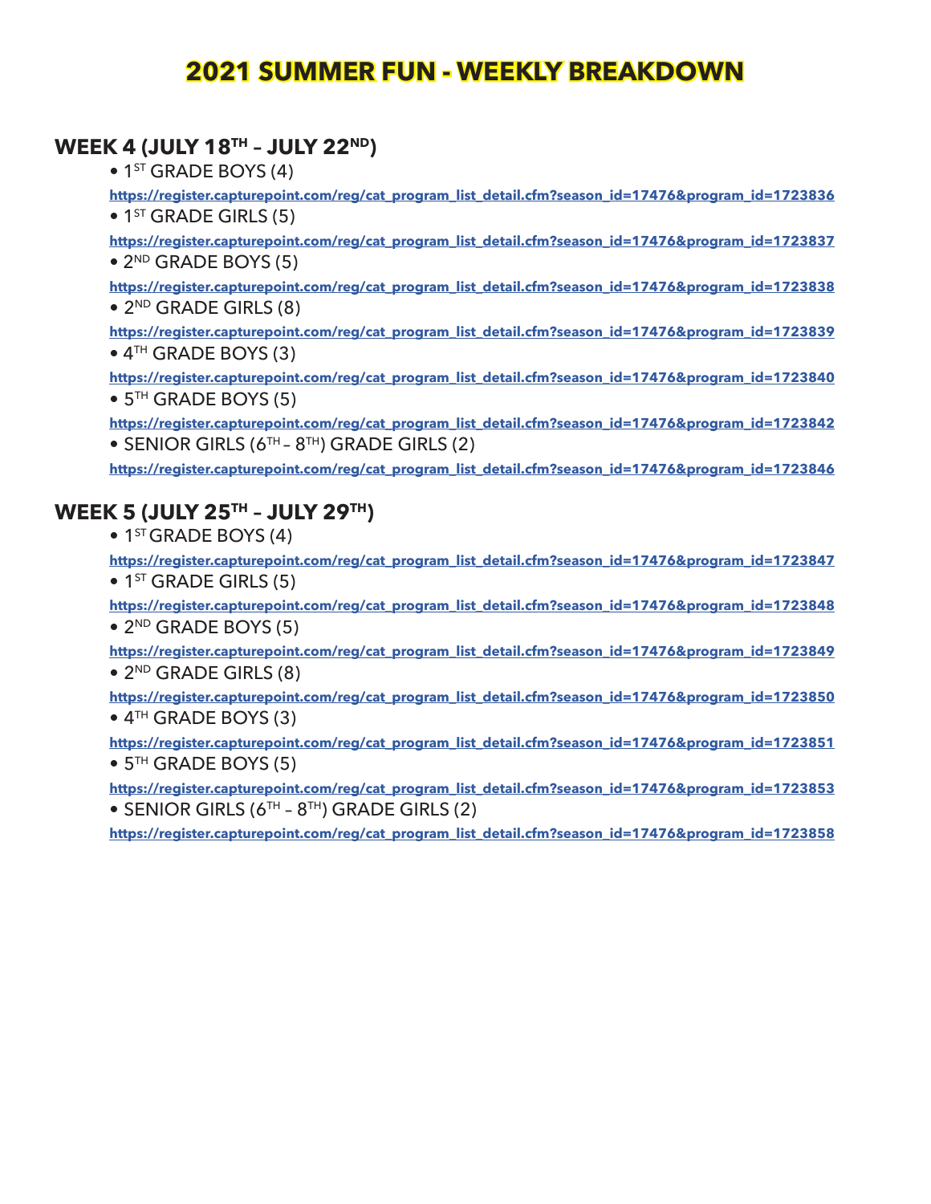# 2021 SUMMER FUN - WEEKLY BREAKDOWN

## WEEK 4 (JULY 18TH – JULY 22ND)

- 1ST GRADE BOYS (4)
  https://register.capturepoint.com/reg/cat_program_list_detail.cfm?season_id=17476&program_id=1723836
- 1ST GRADE GIRLS (5)
  https://register.capturepoint.com/reg/cat_program_list_detail.cfm?season_id=17476&program_id=1723837
- 2ND GRADE BOYS (5)
  https://register.capturepoint.com/reg/cat_program_list_detail.cfm?season_id=17476&program_id=1723838
- 2ND GRADE GIRLS (8)
  https://register.capturepoint.com/reg/cat_program_list_detail.cfm?season_id=17476&program_id=1723839
- 4TH GRADE BOYS (3)
  https://register.capturepoint.com/reg/cat_program_list_detail.cfm?season_id=17476&program_id=1723840
- 5TH GRADE BOYS (5)
  https://register.capturepoint.com/reg/cat_program_list_detail.cfm?season_id=17476&program_id=1723842
- SENIOR GIRLS (6TH – 8TH) GRADE GIRLS (2)
  https://register.capturepoint.com/reg/cat_program_list_detail.cfm?season_id=17476&program_id=1723846

## WEEK 5 (JULY 25TH – JULY 29TH)

- 1ST GRADE BOYS (4)
  https://register.capturepoint.com/reg/cat_program_list_detail.cfm?season_id=17476&program_id=1723847
- 1ST GRADE GIRLS (5)
  https://register.capturepoint.com/reg/cat_program_list_detail.cfm?season_id=17476&program_id=1723848
- 2ND GRADE BOYS (5)
  https://register.capturepoint.com/reg/cat_program_list_detail.cfm?season_id=17476&program_id=1723849
- 2ND GRADE GIRLS (8)
  https://register.capturepoint.com/reg/cat_program_list_detail.cfm?season_id=17476&program_id=1723850
- 4TH GRADE BOYS (3)
  https://register.capturepoint.com/reg/cat_program_list_detail.cfm?season_id=17476&program_id=1723851
- 5TH GRADE BOYS (5)
  https://register.capturepoint.com/reg/cat_program_list_detail.cfm?season_id=17476&program_id=1723853
- SENIOR GIRLS (6TH – 8TH) GRADE GIRLS (2)
  https://register.capturepoint.com/reg/cat_program_list_detail.cfm?season_id=17476&program_id=1723858